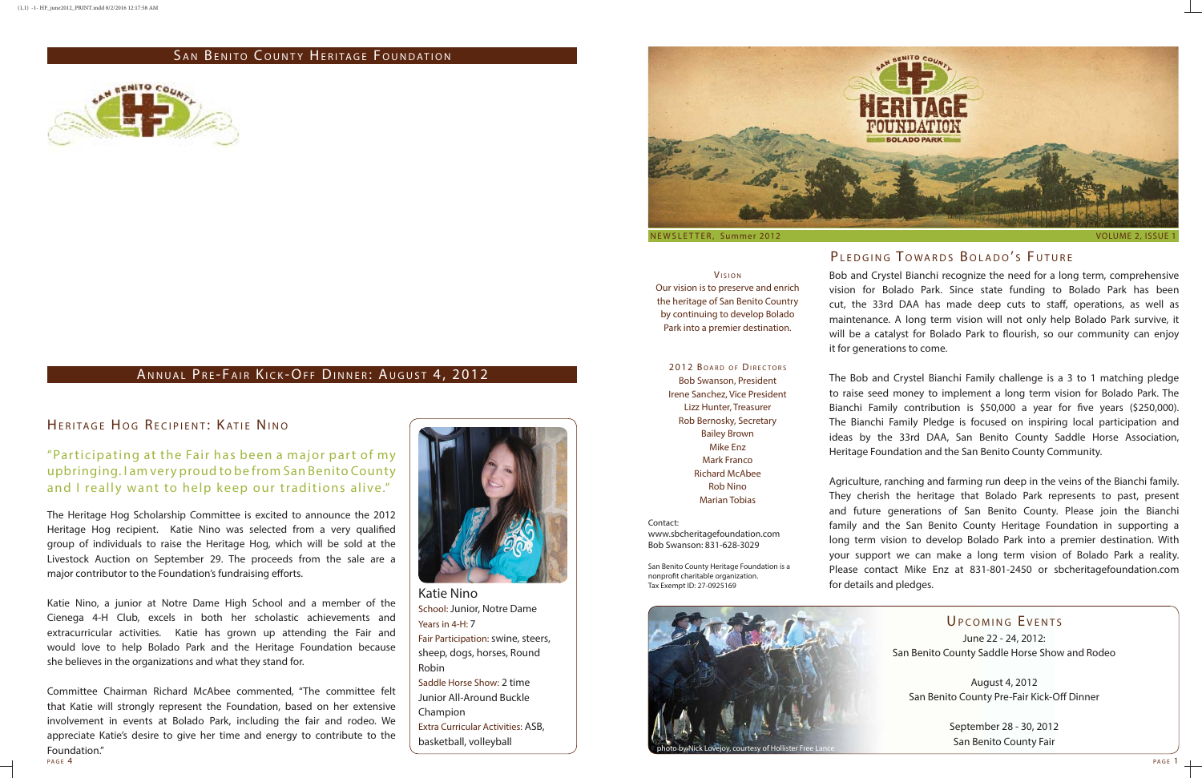# San Benito County Heritage Foundation

## Annual Pre-Fair Kick-Off Dinner: August 4, 2012

### Heritage Hog Recipient: Katie Nino

"Participating at the Fair has been a major part of my upbringing. I am very proud to be from San Benito County and I really want to help keep our traditions alive."

The Heritage Hog Scholarship Committee is excited to announce the 2012 Heritage Hog recipient. Katie Nino was selected from a very qualified group of individuals to raise the Heritage Hog, which will be sold at the Livestock Auction on September 29. The proceeds from the sale are a major contributor to the Foundation's fundraising efforts.

Katie Nino, a junior at Notre Dame High School and a member of the Cienega 4-H Club, excels in both her scholastic achievements and extracurricular activities. Katie has grown up attending the Fair and would love to help Bolado Park and the Heritage Foundation because she believes in the organizations and what they stand for.

Committee Chairman Richard McAbee commented, "The committee felt that Katie will strongly represent the Foundation, based on her extensive involvement in events at Bolado Park, including the fair and rodeo. We appreciate Katie's desire to give her time and energy to contribute to the Foundation."

**Katie Nino**
School: Junior, Notre Dame
Years in 4-H: 7
Fair Participation: swine, steers, sheep, dogs, horses, Round Robin
Saddle Horse Show: 2 time Junior All-Around Buckle Champion
Extra Curricular Activities: ASB, basketball, volleyball

---

Heritage Foundation Bolado Park

NEWSLETTER, Summer 2012 — VOLUME 2, ISSUE 1

**Vision**

Our vision is to preserve and enrich the heritage of San Benito Country by continuing to develop Bolado Park into a premier destination.

**2012 Board of Directors**

Bob Swanson, President
Irene Sanchez, Vice President
Lizz Hunter, Treasurer
Rob Bernosky, Secretary
Bailey Brown
Mike Enz
Mark Franco
Richard McAbee
Rob Nino
Marian Tobias

Contact:
www.sbcheritagefoundation.com
Bob Swanson: 831-628-3029

San Benito County Heritage Foundation is a nonprofit charitable organization.
Tax Exempt ID: 27-0925169

## Pledging Towards Bolado's Future

Bob and Crystel Bianchi recognize the need for a long term, comprehensive vision for Bolado Park. Since state funding to Bolado Park has been cut, the 33rd DAA has made deep cuts to staff, operations, as well as maintenance. A long term vision will not only help Bolado Park survive, it will be a catalyst for Bolado Park to flourish, so our community can enjoy it for generations to come.

The Bob and Crystel Bianchi Family challenge is a 3 to 1 matching pledge to raise seed money to implement a long term vision for Bolado Park. The Bianchi Family contribution is $50,000 a year for five years ($250,000). The Bianchi Family Pledge is focused on inspiring local participation and ideas by the 33rd DAA, San Benito County Saddle Horse Association, Heritage Foundation and the San Benito County Community.

Agriculture, ranching and farming run deep in the veins of the Bianchi family. They cherish the heritage that Bolado Park represents to past, present and future generations of San Benito County. Please join the Bianchi family and the San Benito County Heritage Foundation in supporting a long term vision to develop Bolado Park into a premier destination. With your support we can make a long term vision of Bolado Park a reality. Please contact Mike Enz at 831-801-2450 or sbcheritagefoundation.com for details and pledges.

photo by Nick Lovejoy, courtesy of Hollister Free Lance

## Upcoming Events

June 22 - 24, 2012:
San Benito County Saddle Horse Show and Rodeo

August 4, 2012
San Benito County Pre-Fair Kick-Off Dinner

September 28 - 30, 2012
San Benito County Fair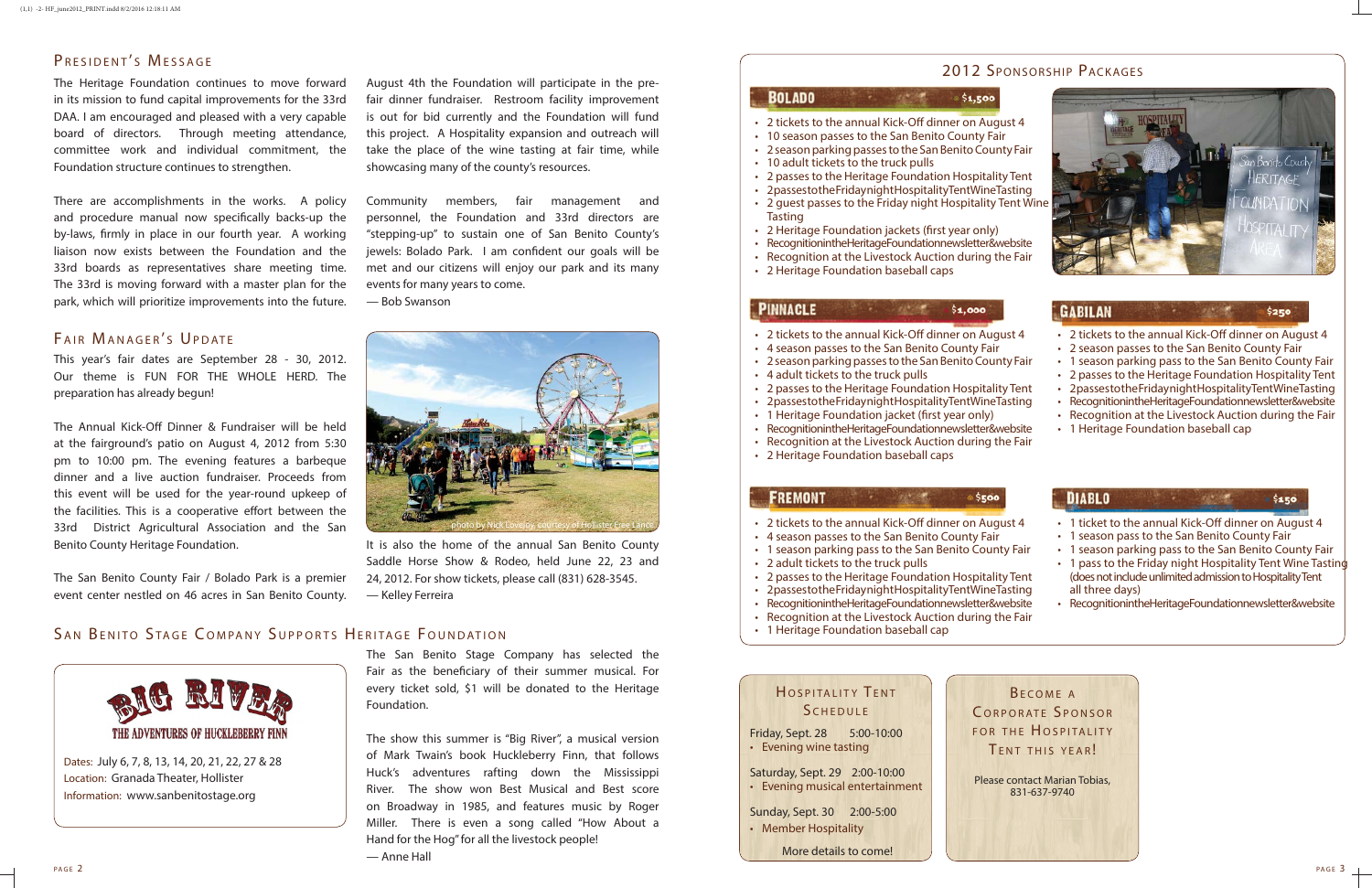## President's Message

The Heritage Foundation continues to move forward in its mission to fund capital improvements for the 33rd DAA. I am encouraged and pleased with a very capable board of directors. Through meeting attendance, committee work and individual commitment, the Foundation structure continues to strengthen.

There are accomplishments in the works. A policy and procedure manual now specifically backs-up the by-laws, firmly in place in our fourth year. A working liaison now exists between the Foundation and the 33rd boards as representatives share meeting time. The 33rd is moving forward with a master plan for the park, which will prioritize improvements into the future.

August 4th the Foundation will participate in the pre-fair dinner fundraiser. Restroom facility improvement is out for bid currently and the Foundation will fund this project. A Hospitality expansion and outreach will take the place of the wine tasting at fair time, while showcasing many of the county's resources.

Community members, fair management and personnel, the Foundation and 33rd directors are "stepping-up" to sustain one of San Benito County's jewels: Bolado Park. I am confident our goals will be met and our citizens will enjoy our park and its many events for many years to come.

— Bob Swanson

## Fair Manager's Update

This year's fair dates are September 28 - 30, 2012. Our theme is FUN FOR THE WHOLE HERD. The preparation has already begun!

The Annual Kick-Off Dinner & Fundraiser will be held at the fairground's patio on August 4, 2012 from 5:30 pm to 10:00 pm. The evening features a barbeque dinner and a live auction fundraiser. Proceeds from this event will be used for the year-round upkeep of the facilities. This is a cooperative effort between the 33rd District Agricultural Association and the San Benito County Heritage Foundation.

The San Benito County Fair / Bolado Park is a premier event center nestled on 46 acres in San Benito County.

photo by Nick Lovejoy, courtesy of Hollister Free Lance

It is also the home of the annual San Benito County Saddle Horse Show & Rodeo, held June 22, 23 and 24, 2012. For show tickets, please call (831) 628-3545.

— Kelley Ferreira

## San Benito Stage Company Supports Heritage Foundation

**BIG RIVER**
THE ADVENTURES OF HUCKLEBERRY FINN

Dates: July 6, 7, 8, 13, 14, 20, 21, 22, 27 & 28
Location: Granada Theater, Hollister
Information: www.sanbenitostage.org

The San Benito Stage Company has selected the Fair as the beneficiary of their summer musical. For every ticket sold, $1 will be donated to the Heritage Foundation.

The show this summer is "Big River", a musical version of Mark Twain's book Huckleberry Finn, that follows Huck's adventures rafting down the Mississippi River. The show won Best Musical and Best score on Broadway in 1985, and features music by Roger Miller. There is even a song called "How About a Hand for the Hog" for all the livestock people!

— Anne Hall

## 2012 Sponsorship Packages

### BOLADO — $1,500

- 2 tickets to the annual Kick-Off dinner on August 4
- 10 season passes to the San Benito County Fair
- 2 season parking passes to the San Benito County Fair
- 10 adult tickets to the truck pulls
- 2 passes to the Heritage Foundation Hospitality Tent
- 2 passes to the Friday night Hospitality Tent Wine Tasting
- 2 guest passes to the Friday night Hospitality Tent Wine Tasting
- 2 Heritage Foundation jackets (first year only)
- Recognition in the Heritage Foundation newsletter & website
- Recognition at the Livestock Auction during the Fair
- 2 Heritage Foundation baseball caps

San Benito County Heritage Foundation Hospitality Area

### PINNACLE — $1,000

- 2 tickets to the annual Kick-Off dinner on August 4
- 4 season passes to the San Benito County Fair
- 2 season parking passes to the San Benito County Fair
- 4 adult tickets to the truck pulls
- 2 passes to the Heritage Foundation Hospitality Tent
- 2 passes to the Friday night Hospitality Tent Wine Tasting
- 1 Heritage Foundation jacket (first year only)
- Recognition in the Heritage Foundation newsletter & website
- Recognition at the Livestock Auction during the Fair
- 2 Heritage Foundation baseball caps

### GABILAN — $250

- 2 tickets to the annual Kick-Off dinner on August 4
- 2 season passes to the San Benito County Fair
- 1 season parking pass to the San Benito County Fair
- 2 passes to the Heritage Foundation Hospitality Tent
- 2 passes to the Friday night Hospitality Tent Wine Tasting
- Recognition in the Heritage Foundation newsletter & website
- Recognition at the Livestock Auction during the Fair
- 1 Heritage Foundation baseball cap

### FREMONT — $500

- 2 tickets to the annual Kick-Off dinner on August 4
- 4 season passes to the San Benito County Fair
- 1 season parking pass to the San Benito County Fair
- 2 adult tickets to the truck pulls
- 2 passes to the Heritage Foundation Hospitality Tent
- 2 passes to the Friday night Hospitality Tent Wine Tasting
- Recognition in the Heritage Foundation newsletter & website
- Recognition at the Livestock Auction during the Fair
- 1 Heritage Foundation baseball cap

### DIABLO — $150

- 1 ticket to the annual Kick-Off dinner on August 4
- 1 season pass to the San Benito County Fair
- 1 season parking pass to the San Benito County Fair
- 1 pass to the Friday night Hospitality Tent Wine Tasting (does not include unlimited admission to Hospitality Tent all three days)
- Recognition in the Heritage Foundation newsletter & website

## Hospitality Tent Schedule

Friday, Sept. 28 — 5:00-10:00
- Evening wine tasting

Saturday, Sept. 29 — 2:00-10:00
- Evening musical entertainment

Sunday, Sept. 30 — 2:00-5:00
- Member Hospitality

More details to come!

## Become a Corporate Sponsor for the Hospitality Tent this year!

Please contact Marian Tobias, 831-637-9740